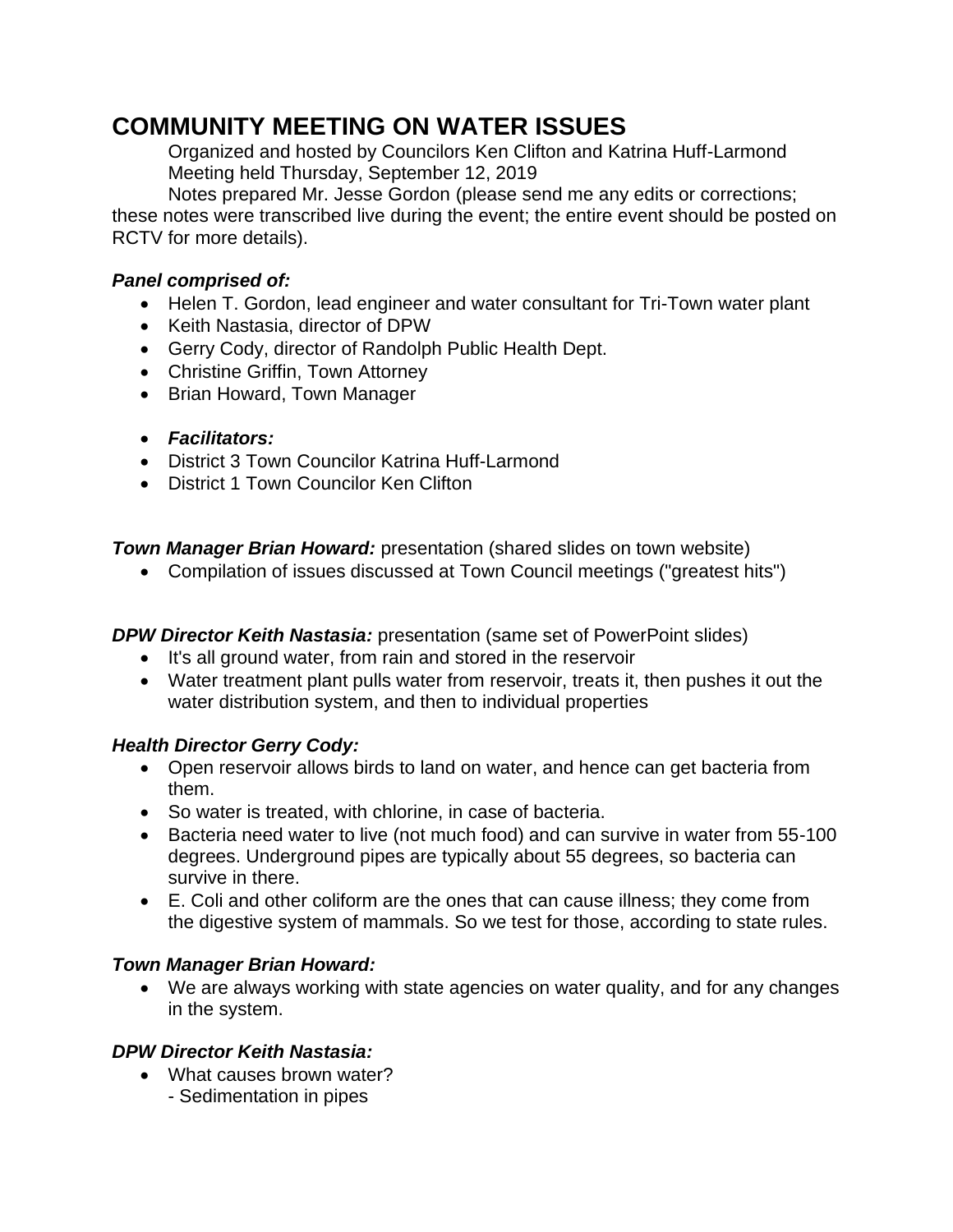# COMMUNITY MEETING ON WATER ISSUES

Organized and hosted by Councilors Ken Clifton and Katrina Huff-Larmond
Meeting held Thursday, September 12, 2019
Notes prepared Mr. Jesse Gordon (please send me any edits or corrections; these notes were transcribed live during the event; the entire event should be posted on RCTV for more details).

***Panel comprised of:***

- Helen T. Gordon, lead engineer and water consultant for Tri-Town water plant
- Keith Nastasia, director of DPW
- Gerry Cody, director of Randolph Public Health Dept.
- Christine Griffin, Town Attorney
- Brian Howard, Town Manager

- ***Facilitators:***
- District 3 Town Councilor Katrina Huff-Larmond
- District 1 Town Councilor Ken Clifton

***Town Manager Brian Howard:*** presentation (shared slides on town website)

- Compilation of issues discussed at Town Council meetings ("greatest hits")

***DPW Director Keith Nastasia:*** presentation (same set of PowerPoint slides)

- It's all ground water, from rain and stored in the reservoir
- Water treatment plant pulls water from reservoir, treats it, then pushes it out the water distribution system, and then to individual properties

***Health Director Gerry Cody:***

- Open reservoir allows birds to land on water, and hence can get bacteria from them.
- So water is treated, with chlorine, in case of bacteria.
- Bacteria need water to live (not much food) and can survive in water from 55-100 degrees. Underground pipes are typically about 55 degrees, so bacteria can survive in there.
- E. Coli and other coliform are the ones that can cause illness; they come from the digestive system of mammals. So we test for those, according to state rules.

***Town Manager Brian Howard:***

- We are always working with state agencies on water quality, and for any changes in the system.

***DPW Director Keith Nastasia:***

- What causes brown water?
  - Sedimentation in pipes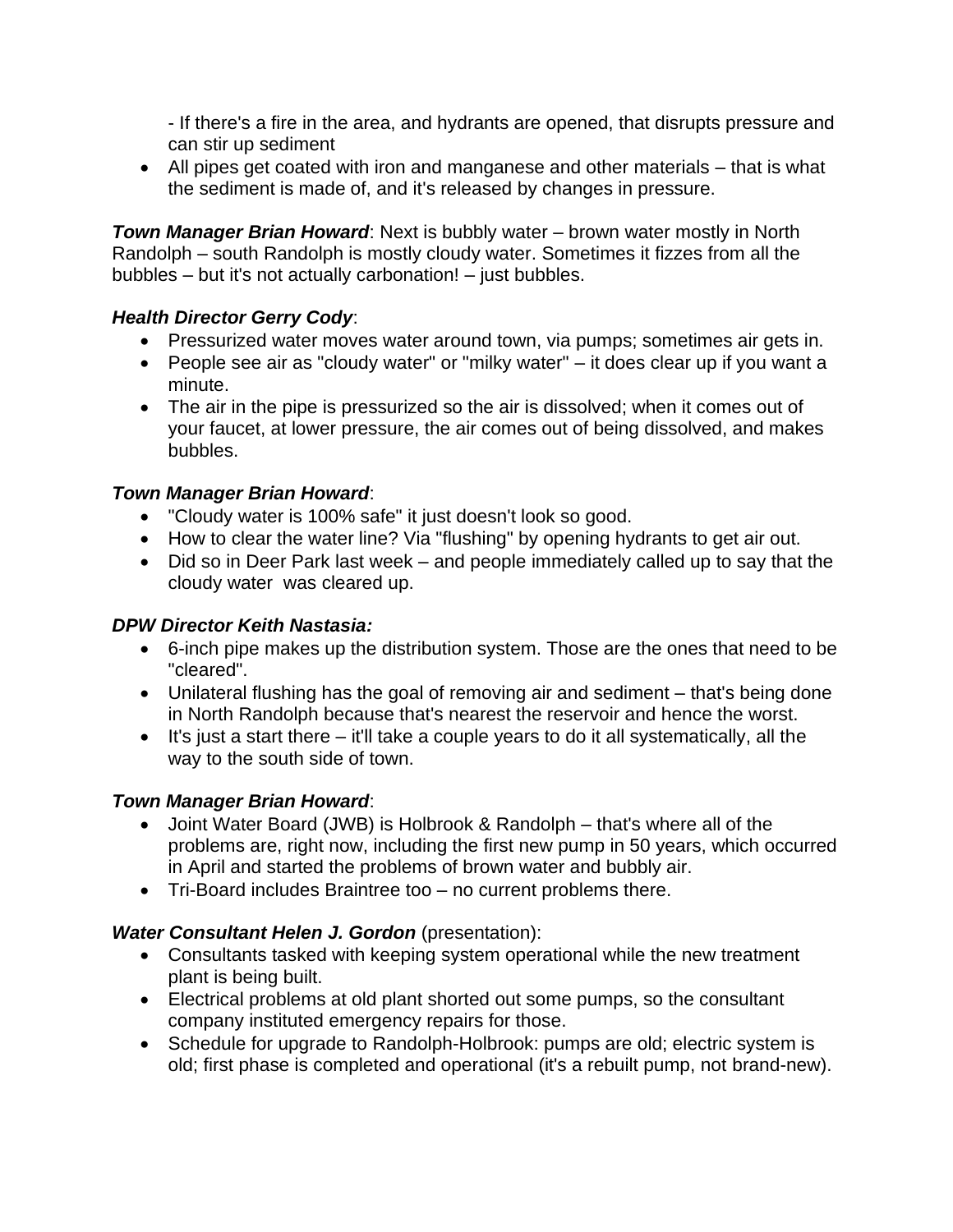- If there's a fire in the area, and hydrants are opened, that disrupts pressure and can stir up sediment

- All pipes get coated with iron and manganese and other materials – that is what the sediment is made of, and it's released by changes in pressure.

***Town Manager Brian Howard***: Next is bubbly water – brown water mostly in North Randolph – south Randolph is mostly cloudy water. Sometimes it fizzes from all the bubbles – but it's not actually carbonation! – just bubbles.

***Health Director Gerry Cody***:

- Pressurized water moves water around town, via pumps; sometimes air gets in.
- People see air as "cloudy water" or "milky water" – it does clear up if you want a minute.
- The air in the pipe is pressurized so the air is dissolved; when it comes out of your faucet, at lower pressure, the air comes out of being dissolved, and makes bubbles.

***Town Manager Brian Howard***:

- "Cloudy water is 100% safe" it just doesn't look so good.
- How to clear the water line? Via "flushing" by opening hydrants to get air out.
- Did so in Deer Park last week – and people immediately called up to say that the cloudy water was cleared up.

***DPW Director Keith Nastasia:***

- 6-inch pipe makes up the distribution system. Those are the ones that need to be "cleared".
- Unilateral flushing has the goal of removing air and sediment – that's being done in North Randolph because that's nearest the reservoir and hence the worst.
- It's just a start there – it'll take a couple years to do it all systematically, all the way to the south side of town.

***Town Manager Brian Howard***:

- Joint Water Board (JWB) is Holbrook & Randolph – that's where all of the problems are, right now, including the first new pump in 50 years, which occurred in April and started the problems of brown water and bubbly air.
- Tri-Board includes Braintree too – no current problems there.

***Water Consultant Helen J. Gordon*** (presentation):

- Consultants tasked with keeping system operational while the new treatment plant is being built.
- Electrical problems at old plant shorted out some pumps, so the consultant company instituted emergency repairs for those.
- Schedule for upgrade to Randolph-Holbrook: pumps are old; electric system is old; first phase is completed and operational (it's a rebuilt pump, not brand-new).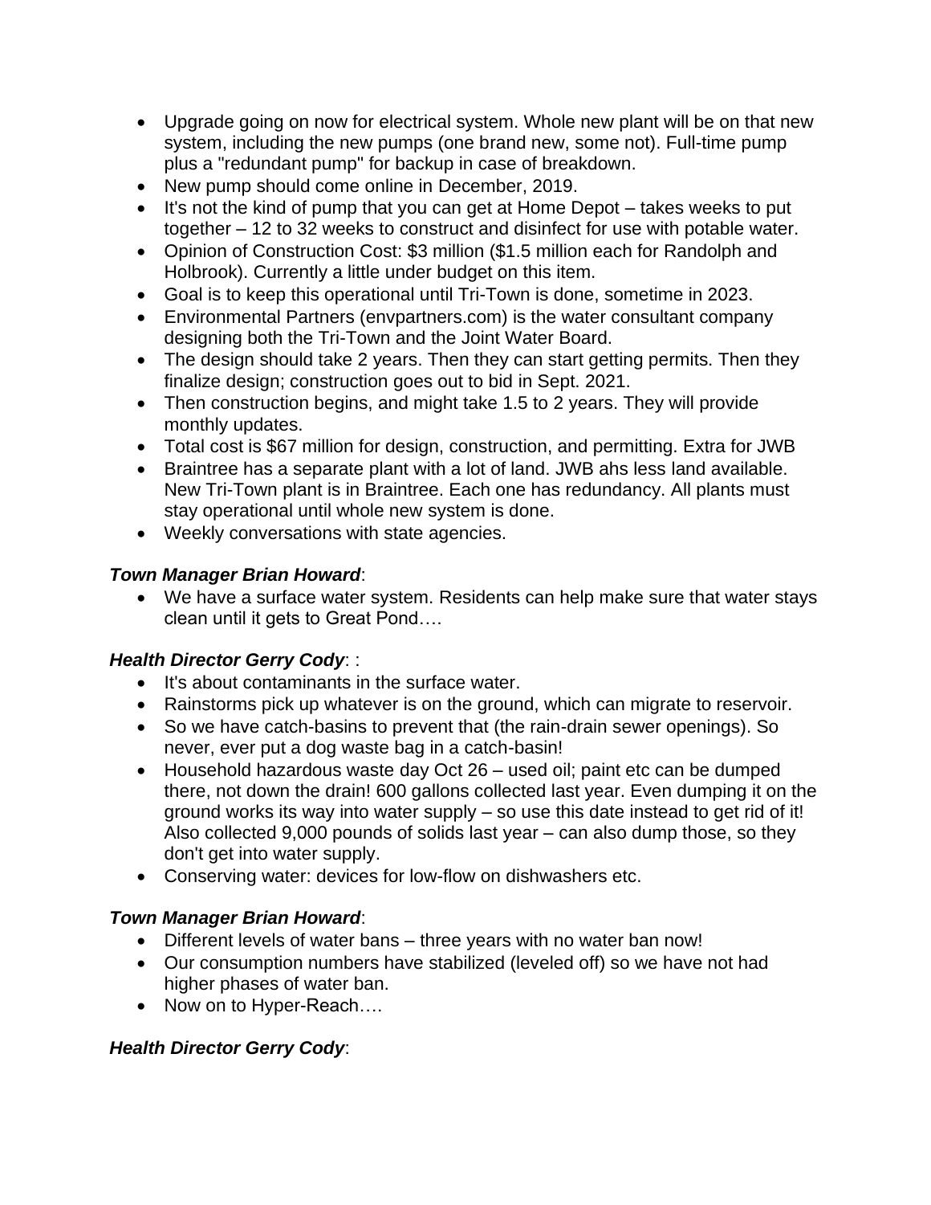- Upgrade going on now for electrical system. Whole new plant will be on that new system, including the new pumps (one brand new, some not). Full-time pump plus a "redundant pump" for backup in case of breakdown.
- New pump should come online in December, 2019.
- It's not the kind of pump that you can get at Home Depot – takes weeks to put together – 12 to 32 weeks to construct and disinfect for use with potable water.
- Opinion of Construction Cost: $3 million ($1.5 million each for Randolph and Holbrook). Currently a little under budget on this item.
- Goal is to keep this operational until Tri-Town is done, sometime in 2023.
- Environmental Partners (envpartners.com) is the water consultant company designing both the Tri-Town and the Joint Water Board.
- The design should take 2 years. Then they can start getting permits. Then they finalize design; construction goes out to bid in Sept. 2021.
- Then construction begins, and might take 1.5 to 2 years. They will provide monthly updates.
- Total cost is $67 million for design, construction, and permitting. Extra for JWB
- Braintree has a separate plant with a lot of land. JWB ahs less land available. New Tri-Town plant is in Braintree. Each one has redundancy. All plants must stay operational until whole new system is done.
- Weekly conversations with state agencies.

***Town Manager Brian Howard***:

- We have a surface water system. Residents can help make sure that water stays clean until it gets to Great Pond….

***Health Director Gerry Cody***: :

- It's about contaminants in the surface water.
- Rainstorms pick up whatever is on the ground, which can migrate to reservoir.
- So we have catch-basins to prevent that (the rain-drain sewer openings). So never, ever put a dog waste bag in a catch-basin!
- Household hazardous waste day Oct 26 – used oil; paint etc can be dumped there, not down the drain! 600 gallons collected last year. Even dumping it on the ground works its way into water supply – so use this date instead to get rid of it! Also collected 9,000 pounds of solids last year – can also dump those, so they don't get into water supply.
- Conserving water: devices for low-flow on dishwashers etc.

***Town Manager Brian Howard***:

- Different levels of water bans – three years with no water ban now!
- Our consumption numbers have stabilized (leveled off) so we have not had higher phases of water ban.
- Now on to Hyper-Reach….

***Health Director Gerry Cody***: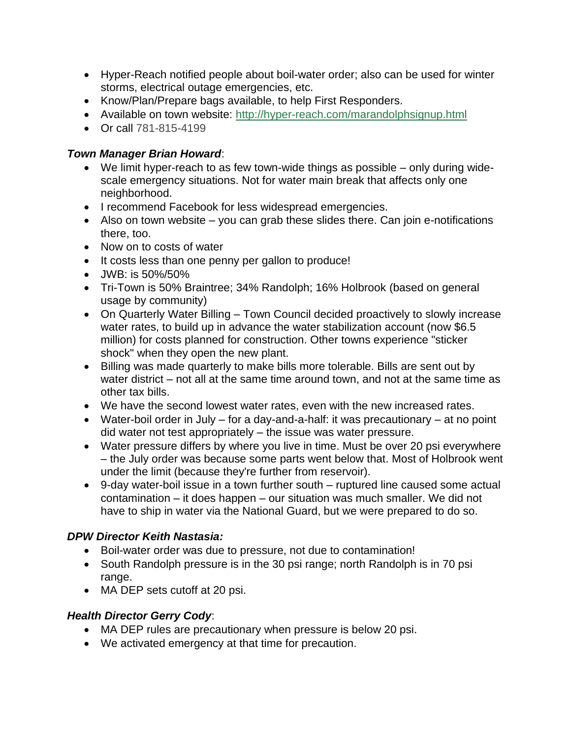- Hyper-Reach notified people about boil-water order; also can be used for winter storms, electrical outage emergencies, etc.
- Know/Plan/Prepare bags available, to help First Responders.
- Available on town website: http://hyper-reach.com/marandolphsignup.html
- Or call 781-815-4199

***Town Manager Brian Howard***:

- We limit hyper-reach to as few town-wide things as possible – only during wide-scale emergency situations. Not for water main break that affects only one neighborhood.
- I recommend Facebook for less widespread emergencies.
- Also on town website – you can grab these slides there. Can join e-notifications there, too.
- Now on to costs of water
- It costs less than one penny per gallon to produce!
- JWB: is 50%/50%
- Tri-Town is 50% Braintree; 34% Randolph; 16% Holbrook (based on general usage by community)
- On Quarterly Water Billing – Town Council decided proactively to slowly increase water rates, to build up in advance the water stabilization account (now $6.5 million) for costs planned for construction. Other towns experience "sticker shock" when they open the new plant.
- Billing was made quarterly to make bills more tolerable. Bills are sent out by water district – not all at the same time around town, and not at the same time as other tax bills.
- We have the second lowest water rates, even with the new increased rates.
- Water-boil order in July – for a day-and-a-half: it was precautionary – at no point did water not test appropriately – the issue was water pressure.
- Water pressure differs by where you live in time. Must be over 20 psi everywhere – the July order was because some parts went below that. Most of Holbrook went under the limit (because they're further from reservoir).
- 9-day water-boil issue in a town further south – ruptured line caused some actual contamination – it does happen – our situation was much smaller. We did not have to ship in water via the National Guard, but we were prepared to do so.

***DPW Director Keith Nastasia:***

- Boil-water order was due to pressure, not due to contamination!
- South Randolph pressure is in the 30 psi range; north Randolph is in 70 psi range.
- MA DEP sets cutoff at 20 psi.

***Health Director Gerry Cody***:

- MA DEP rules are precautionary when pressure is below 20 psi.
- We activated emergency at that time for precaution.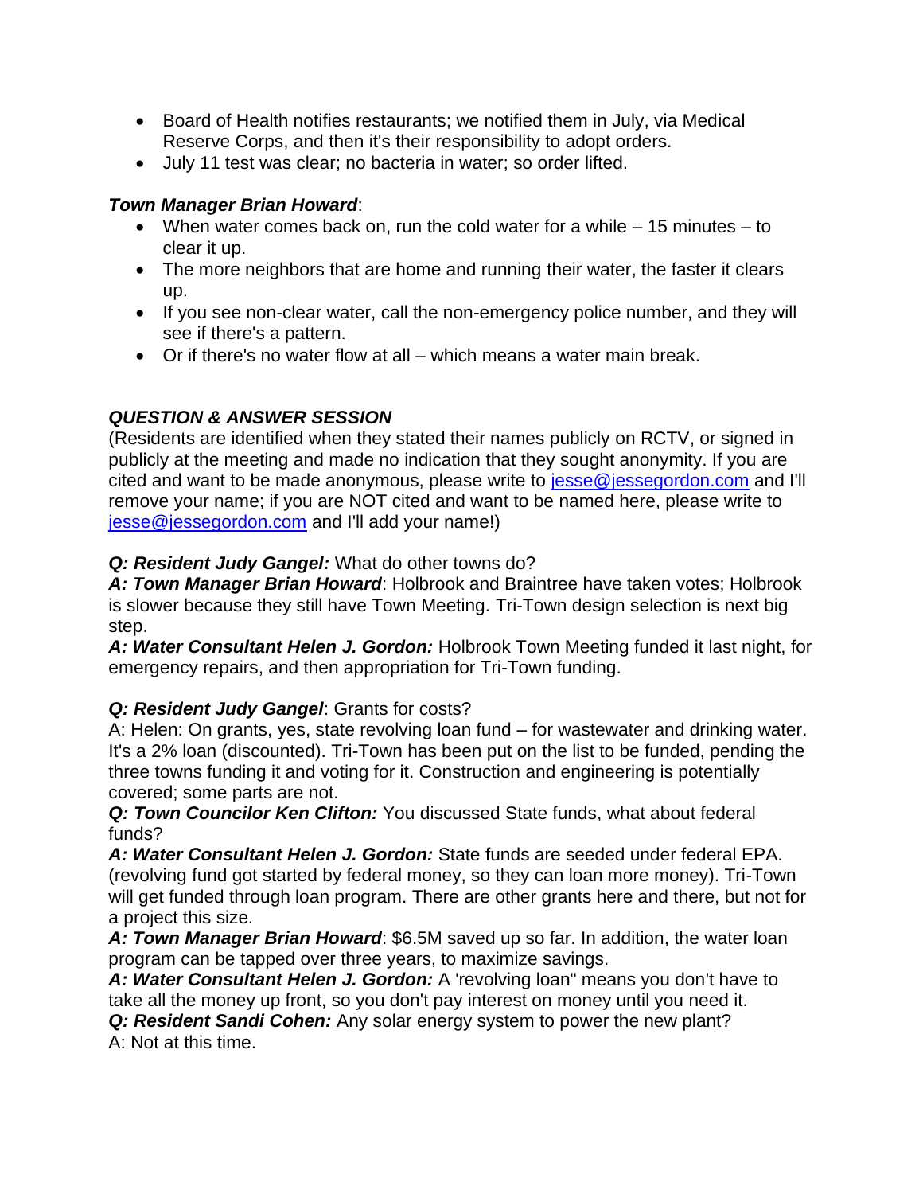- Board of Health notifies restaurants; we notified them in July, via Medical Reserve Corps, and then it's their responsibility to adopt orders.
- July 11 test was clear; no bacteria in water; so order lifted.

***Town Manager Brian Howard***:

- When water comes back on, run the cold water for a while – 15 minutes – to clear it up.
- The more neighbors that are home and running their water, the faster it clears up.
- If you see non-clear water, call the non-emergency police number, and they will see if there's a pattern.
- Or if there's no water flow at all – which means a water main break.

### ***QUESTION & ANSWER SESSION***

(Residents are identified when they stated their names publicly on RCTV, or signed in publicly at the meeting and made no indication that they sought anonymity. If you are cited and want to be made anonymous, please write to jesse@jessegordon.com and I'll remove your name; if you are NOT cited and want to be named here, please write to jesse@jessegordon.com and I'll add your name!)

***Q: Resident Judy Gangel:*** What do other towns do?
***A: Town Manager Brian Howard***: Holbrook and Braintree have taken votes; Holbrook is slower because they still have Town Meeting. Tri-Town design selection is next big step.
***A: Water Consultant Helen J. Gordon:*** Holbrook Town Meeting funded it last night, for emergency repairs, and then appropriation for Tri-Town funding.

***Q: Resident Judy Gangel***: Grants for costs?
A: Helen: On grants, yes, state revolving loan fund – for wastewater and drinking water. It's a 2% loan (discounted). Tri-Town has been put on the list to be funded, pending the three towns funding it and voting for it. Construction and engineering is potentially covered; some parts are not.
***Q: Town Councilor Ken Clifton:*** You discussed State funds, what about federal funds?
***A: Water Consultant Helen J. Gordon:*** State funds are seeded under federal EPA. (revolving fund got started by federal money, so they can loan more money). Tri-Town will get funded through loan program. There are other grants here and there, but not for a project this size.
***A: Town Manager Brian Howard***: $6.5M saved up so far. In addition, the water loan program can be tapped over three years, to maximize savings.
***A: Water Consultant Helen J. Gordon:*** A 'revolving loan" means you don't have to take all the money up front, so you don't pay interest on money until you need it.
***Q: Resident Sandi Cohen:*** Any solar energy system to power the new plant?
A: Not at this time.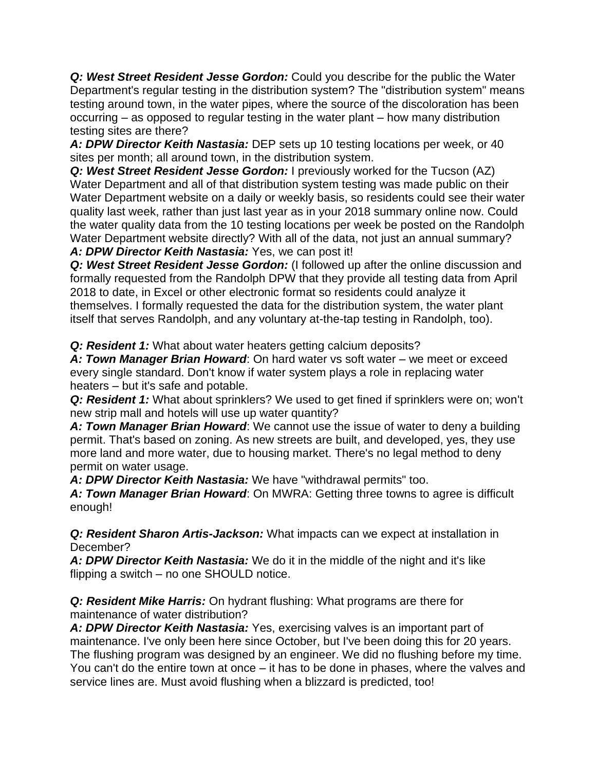***Q: West Street Resident Jesse Gordon:*** Could you describe for the public the Water Department's regular testing in the distribution system? The "distribution system" means testing around town, in the water pipes, where the source of the discoloration has been occurring – as opposed to regular testing in the water plant – how many distribution testing sites are there?
***A: DPW Director Keith Nastasia:*** DEP sets up 10 testing locations per week, or 40 sites per month; all around town, in the distribution system.
***Q: West Street Resident Jesse Gordon:*** I previously worked for the Tucson (AZ) Water Department and all of that distribution system testing was made public on their Water Department website on a daily or weekly basis, so residents could see their water quality last week, rather than just last year as in your 2018 summary online now. Could the water quality data from the 10 testing locations per week be posted on the Randolph Water Department website directly? With all of the data, not just an annual summary?
***A: DPW Director Keith Nastasia:*** Yes, we can post it!
***Q: West Street Resident Jesse Gordon:*** (I followed up after the online discussion and formally requested from the Randolph DPW that they provide all testing data from April 2018 to date, in Excel or other electronic format so residents could analyze it themselves. I formally requested the data for the distribution system, the water plant itself that serves Randolph, and any voluntary at-the-tap testing in Randolph, too).

***Q: Resident 1:*** What about water heaters getting calcium deposits?
***A: Town Manager Brian Howard***: On hard water vs soft water – we meet or exceed every single standard. Don't know if water system plays a role in replacing water heaters – but it's safe and potable.
***Q: Resident 1:*** What about sprinklers? We used to get fined if sprinklers were on; won't new strip mall and hotels will use up water quantity?
***A: Town Manager Brian Howard***: We cannot use the issue of water to deny a building permit. That's based on zoning. As new streets are built, and developed, yes, they use more land and more water, due to housing market. There's no legal method to deny permit on water usage.
***A: DPW Director Keith Nastasia:*** We have "withdrawal permits" too.
***A: Town Manager Brian Howard***: On MWRA: Getting three towns to agree is difficult enough!

***Q: Resident Sharon Artis-Jackson:*** What impacts can we expect at installation in December?
***A: DPW Director Keith Nastasia:*** We do it in the middle of the night and it's like flipping a switch – no one SHOULD notice.

***Q: Resident Mike Harris:*** On hydrant flushing: What programs are there for maintenance of water distribution?
***A: DPW Director Keith Nastasia:*** Yes, exercising valves is an important part of maintenance. I've only been here since October, but I've been doing this for 20 years. The flushing program was designed by an engineer. We did no flushing before my time. You can't do the entire town at once – it has to be done in phases, where the valves and service lines are. Must avoid flushing when a blizzard is predicted, too!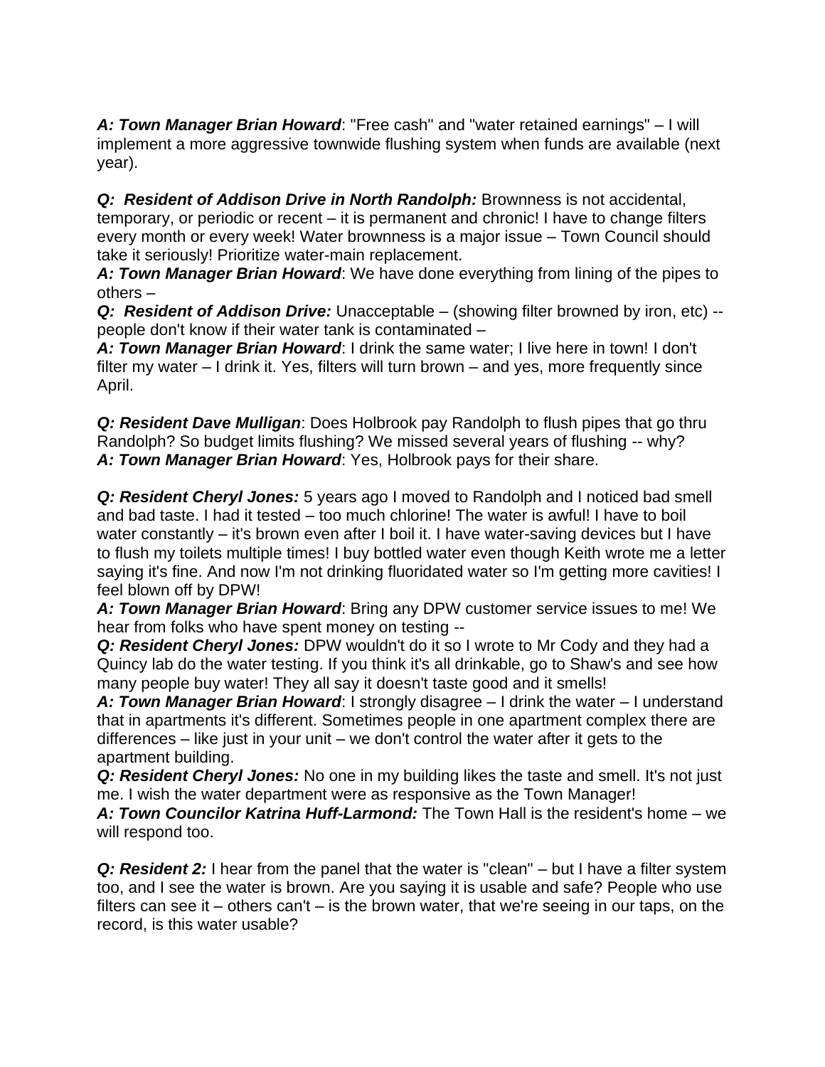***A: Town Manager Brian Howard***: "Free cash" and "water retained earnings" – I will implement a more aggressive townwide flushing system when funds are available (next year).

***Q: Resident of Addison Drive in North Randolph:*** Brownness is not accidental, temporary, or periodic or recent – it is permanent and chronic! I have to change filters every month or every week! Water brownness is a major issue – Town Council should take it seriously! Prioritize water-main replacement.
***A: Town Manager Brian Howard***: We have done everything from lining of the pipes to others –
***Q: Resident of Addison Drive:*** Unacceptable – (showing filter browned by iron, etc) -- people don't know if their water tank is contaminated –
***A: Town Manager Brian Howard***: I drink the same water; I live here in town! I don't filter my water – I drink it. Yes, filters will turn brown – and yes, more frequently since April.

***Q: Resident Dave Mulligan***: Does Holbrook pay Randolph to flush pipes that go thru Randolph? So budget limits flushing? We missed several years of flushing -- why?
***A: Town Manager Brian Howard***: Yes, Holbrook pays for their share.

***Q: Resident Cheryl Jones:*** 5 years ago I moved to Randolph and I noticed bad smell and bad taste. I had it tested – too much chlorine! The water is awful! I have to boil water constantly – it's brown even after I boil it. I have water-saving devices but I have to flush my toilets multiple times! I buy bottled water even though Keith wrote me a letter saying it's fine. And now I'm not drinking fluoridated water so I'm getting more cavities! I feel blown off by DPW!
***A: Town Manager Brian Howard***: Bring any DPW customer service issues to me! We hear from folks who have spent money on testing --
***Q: Resident Cheryl Jones:*** DPW wouldn't do it so I wrote to Mr Cody and they had a Quincy lab do the water testing. If you think it's all drinkable, go to Shaw's and see how many people buy water! They all say it doesn't taste good and it smells!
***A: Town Manager Brian Howard***: I strongly disagree – I drink the water – I understand that in apartments it's different. Sometimes people in one apartment complex there are differences – like just in your unit – we don't control the water after it gets to the apartment building.
***Q: Resident Cheryl Jones:*** No one in my building likes the taste and smell. It's not just me. I wish the water department were as responsive as the Town Manager!
***A: Town Councilor Katrina Huff-Larmond:*** The Town Hall is the resident's home – we will respond too.

***Q: Resident 2:*** I hear from the panel that the water is "clean" – but I have a filter system too, and I see the water is brown. Are you saying it is usable and safe? People who use filters can see it – others can't – is the brown water, that we're seeing in our taps, on the record, is this water usable?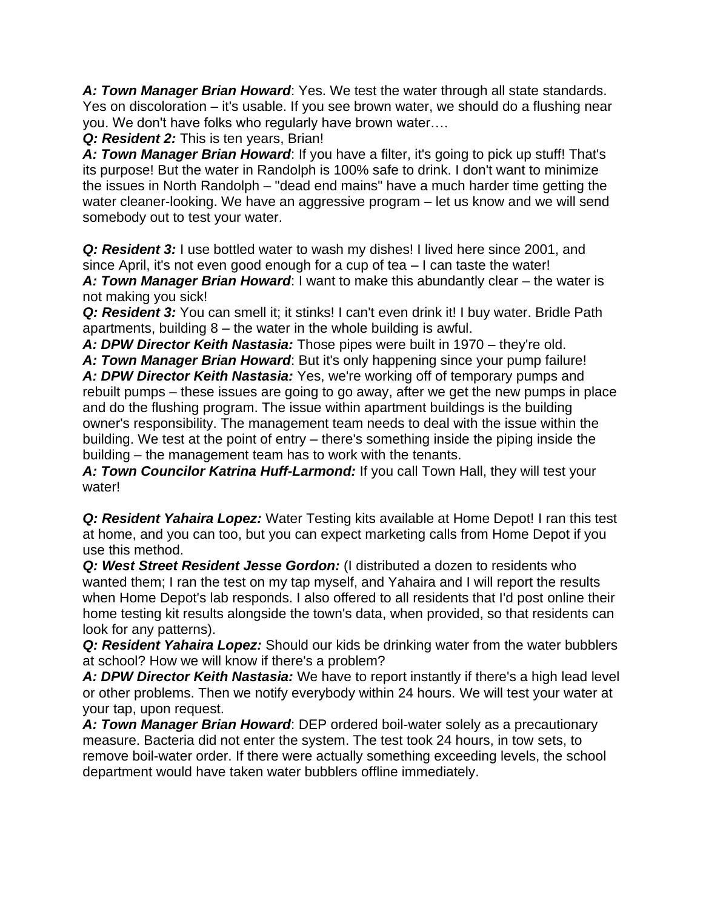***A: Town Manager Brian Howard***: Yes. We test the water through all state standards. Yes on discoloration – it's usable. If you see brown water, we should do a flushing near you. We don't have folks who regularly have brown water….

***Q: Resident 2:*** This is ten years, Brian!

***A: Town Manager Brian Howard***: If you have a filter, it's going to pick up stuff! That's its purpose! But the water in Randolph is 100% safe to drink. I don't want to minimize the issues in North Randolph – "dead end mains" have a much harder time getting the water cleaner-looking. We have an aggressive program – let us know and we will send somebody out to test your water.

***Q: Resident 3:*** I use bottled water to wash my dishes! I lived here since 2001, and since April, it's not even good enough for a cup of tea – I can taste the water!

***A: Town Manager Brian Howard***: I want to make this abundantly clear – the water is not making you sick!

***Q: Resident 3:*** You can smell it; it stinks! I can't even drink it! I buy water. Bridle Path apartments, building 8 – the water in the whole building is awful.

***A: DPW Director Keith Nastasia:*** Those pipes were built in 1970 – they're old.

***A: Town Manager Brian Howard***: But it's only happening since your pump failure!

***A: DPW Director Keith Nastasia:*** Yes, we're working off of temporary pumps and rebuilt pumps – these issues are going to go away, after we get the new pumps in place and do the flushing program. The issue within apartment buildings is the building owner's responsibility. The management team needs to deal with the issue within the building. We test at the point of entry – there's something inside the piping inside the building – the management team has to work with the tenants.

***A: Town Councilor Katrina Huff-Larmond:*** If you call Town Hall, they will test your water!

***Q: Resident Yahaira Lopez:*** Water Testing kits available at Home Depot! I ran this test at home, and you can too, but you can expect marketing calls from Home Depot if you use this method.

***Q: West Street Resident Jesse Gordon:*** (I distributed a dozen to residents who wanted them; I ran the test on my tap myself, and Yahaira and I will report the results when Home Depot's lab responds. I also offered to all residents that I'd post online their home testing kit results alongside the town's data, when provided, so that residents can look for any patterns).

***Q: Resident Yahaira Lopez:*** Should our kids be drinking water from the water bubblers at school? How we will know if there's a problem?

***A: DPW Director Keith Nastasia:*** We have to report instantly if there's a high lead level or other problems. Then we notify everybody within 24 hours. We will test your water at your tap, upon request.

***A: Town Manager Brian Howard***: DEP ordered boil-water solely as a precautionary measure. Bacteria did not enter the system. The test took 24 hours, in tow sets, to remove boil-water order. If there were actually something exceeding levels, the school department would have taken water bubblers offline immediately.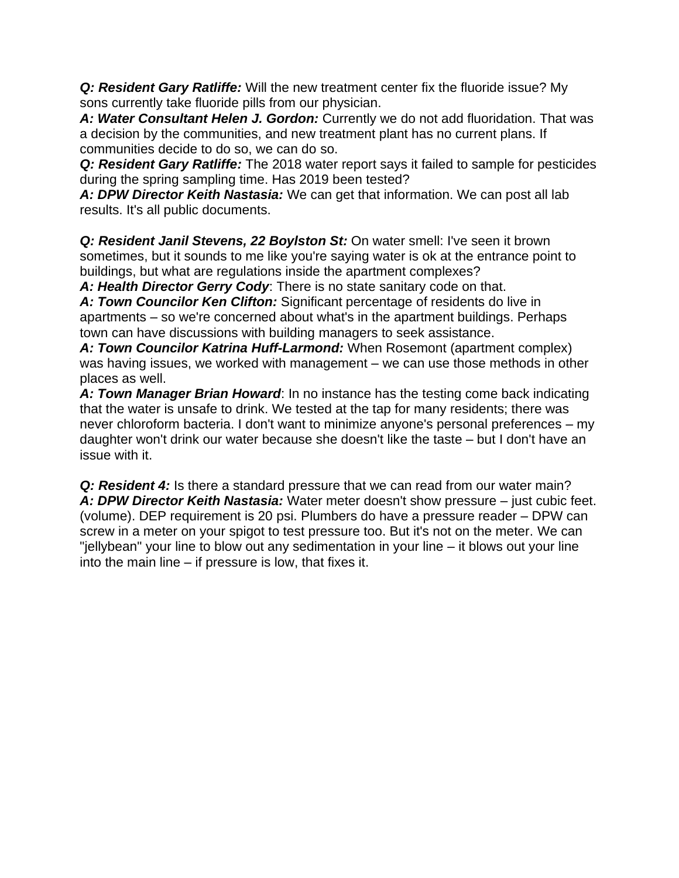***Q: Resident Gary Ratliffe:*** Will the new treatment center fix the fluoride issue? My sons currently take fluoride pills from our physician.
***A: Water Consultant Helen J. Gordon:*** Currently we do not add fluoridation. That was a decision by the communities, and new treatment plant has no current plans. If communities decide to do so, we can do so.
***Q: Resident Gary Ratliffe:*** The 2018 water report says it failed to sample for pesticides during the spring sampling time. Has 2019 been tested?
***A: DPW Director Keith Nastasia:*** We can get that information. We can post all lab results. It's all public documents.

***Q: Resident Janil Stevens, 22 Boylston St:*** On water smell: I've seen it brown sometimes, but it sounds to me like you're saying water is ok at the entrance point to buildings, but what are regulations inside the apartment complexes?
***A: Health Director Gerry Cody***: There is no state sanitary code on that.
***A: Town Councilor Ken Clifton:*** Significant percentage of residents do live in apartments – so we're concerned about what's in the apartment buildings. Perhaps town can have discussions with building managers to seek assistance.
***A: Town Councilor Katrina Huff-Larmond:*** When Rosemont (apartment complex) was having issues, we worked with management – we can use those methods in other places as well.
***A: Town Manager Brian Howard***: In no instance has the testing come back indicating that the water is unsafe to drink. We tested at the tap for many residents; there was never chloroform bacteria. I don't want to minimize anyone's personal preferences – my daughter won't drink our water because she doesn't like the taste – but I don't have an issue with it.

***Q: Resident 4:*** Is there a standard pressure that we can read from our water main?
***A: DPW Director Keith Nastasia:*** Water meter doesn't show pressure – just cubic feet. (volume). DEP requirement is 20 psi. Plumbers do have a pressure reader – DPW can screw in a meter on your spigot to test pressure too. But it's not on the meter. We can "jellybean" your line to blow out any sedimentation in your line – it blows out your line into the main line – if pressure is low, that fixes it.